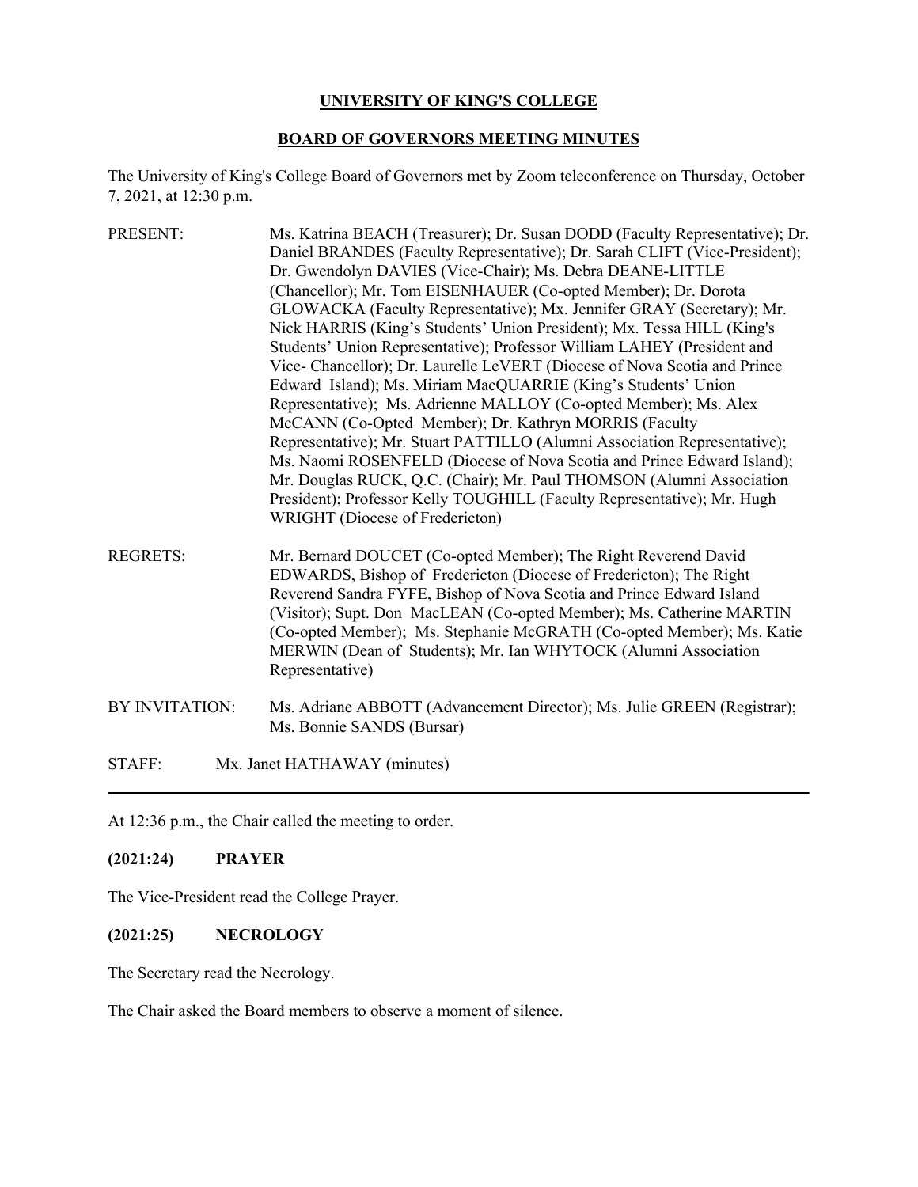# UNIVERSITY OF KING'S COLLEGE

## BOARD OF GOVERNORS MEETING MINUTES

The University of King's College Board of Governors met by Zoom teleconference on Thursday, October 7, 2021, at 12:30 p.m.

PRESENT: Ms. Katrina BEACH (Treasurer); Dr. Susan DODD (Faculty Representative); Dr. Daniel BRANDES (Faculty Representative); Dr. Sarah CLIFT (Vice-President); Dr. Gwendolyn DAVIES (Vice-Chair); Ms. Debra DEANE-LITTLE (Chancellor); Mr. Tom EISENHAUER (Co-opted Member); Dr. Dorota GLOWACKA (Faculty Representative); Mx. Jennifer GRAY (Secretary); Mr. Nick HARRIS (King's Students' Union President); Mx. Tessa HILL (King's Students' Union Representative); Professor William LAHEY (President and Vice- Chancellor); Dr. Laurelle LeVERT (Diocese of Nova Scotia and Prince Edward Island); Ms. Miriam MacQUARRIE (King's Students' Union Representative); Ms. Adrienne MALLOY (Co-opted Member); Ms. Alex McCANN (Co-Opted Member); Dr. Kathryn MORRIS (Faculty Representative); Mr. Stuart PATTILLO (Alumni Association Representative); Ms. Naomi ROSENFELD (Diocese of Nova Scotia and Prince Edward Island); Mr. Douglas RUCK, Q.C. (Chair); Mr. Paul THOMSON (Alumni Association President); Professor Kelly TOUGHILL (Faculty Representative); Mr. Hugh WRIGHT (Diocese of Fredericton)

REGRETS: Mr. Bernard DOUCET (Co-opted Member); The Right Reverend David EDWARDS, Bishop of Fredericton (Diocese of Fredericton); The Right Reverend Sandra FYFE, Bishop of Nova Scotia and Prince Edward Island (Visitor); Supt. Don MacLEAN (Co-opted Member); Ms. Catherine MARTIN (Co-opted Member); Ms. Stephanie McGRATH (Co-opted Member); Ms. Katie MERWIN (Dean of Students); Mr. Ian WHYTOCK (Alumni Association Representative)

BY INVITATION: Ms. Adriane ABBOTT (Advancement Director); Ms. Julie GREEN (Registrar); Ms. Bonnie SANDS (Bursar)

STAFF: Mx. Janet HATHAWAY (minutes)

---

At 12:36 p.m., the Chair called the meeting to order.

### (2021:24) PRAYER

The Vice-President read the College Prayer.

### (2021:25) NECROLOGY

The Secretary read the Necrology.

The Chair asked the Board members to observe a moment of silence.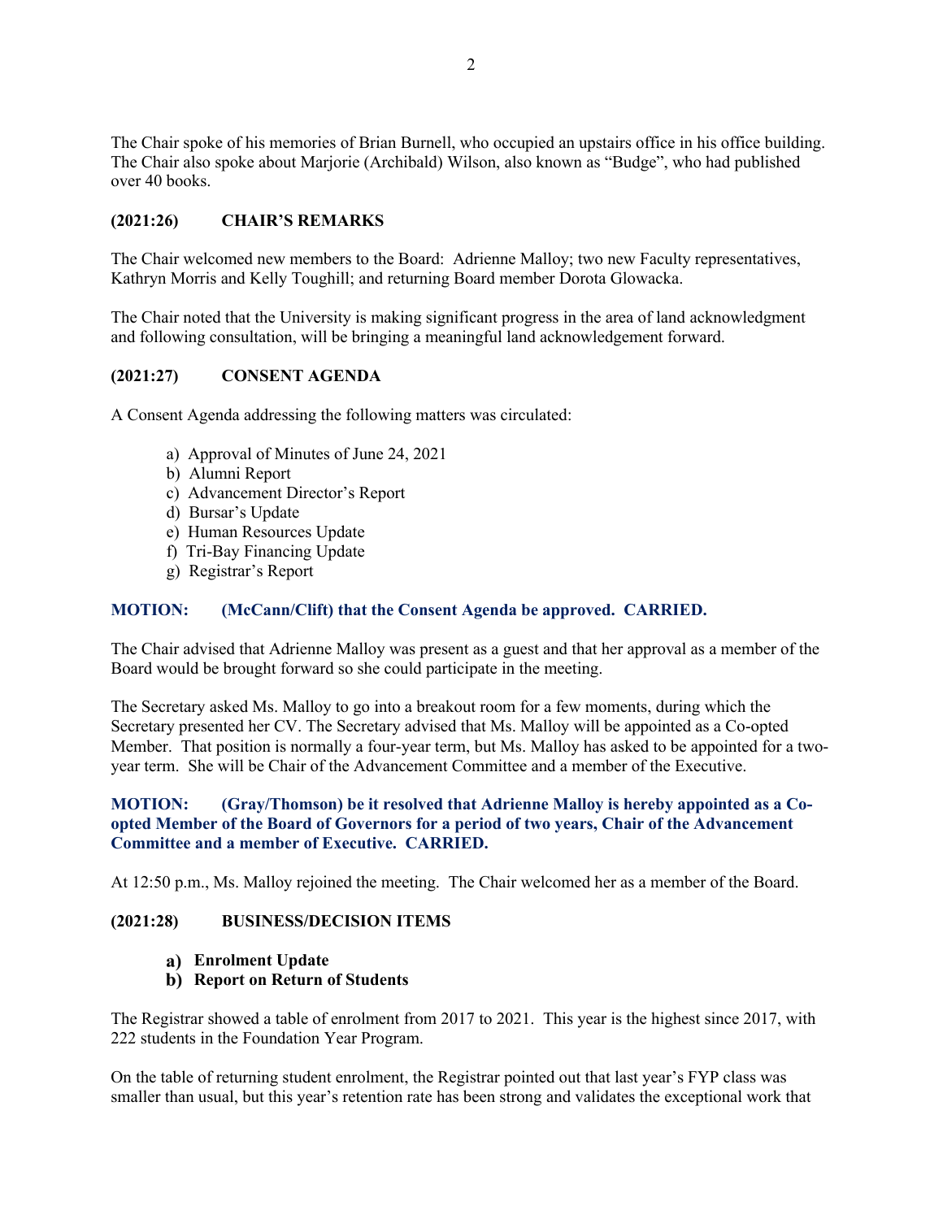The Chair spoke of his memories of Brian Burnell, who occupied an upstairs office in his office building. The Chair also spoke about Marjorie (Archibald) Wilson, also known as "Budge", who had published over 40 books.

## (2021:26) CHAIR'S REMARKS

The Chair welcomed new members to the Board: Adrienne Malloy; two new Faculty representatives, Kathryn Morris and Kelly Toughill; and returning Board member Dorota Glowacka.

The Chair noted that the University is making significant progress in the area of land acknowledgment and following consultation, will be bringing a meaningful land acknowledgement forward.

## (2021:27) CONSENT AGENDA

A Consent Agenda addressing the following matters was circulated:

a) Approval of Minutes of June 24, 2021
b) Alumni Report
c) Advancement Director's Report
d) Bursar's Update
e) Human Resources Update
f) Tri-Bay Financing Update
g) Registrar's Report

**MOTION: (McCann/Clift) that the Consent Agenda be approved. CARRIED.**

The Chair advised that Adrienne Malloy was present as a guest and that her approval as a member of the Board would be brought forward so she could participate in the meeting.

The Secretary asked Ms. Malloy to go into a breakout room for a few moments, during which the Secretary presented her CV. The Secretary advised that Ms. Malloy will be appointed as a Co-opted Member. That position is normally a four-year term, but Ms. Malloy has asked to be appointed for a two-year term. She will be Chair of the Advancement Committee and a member of the Executive.

**MOTION: (Gray/Thomson) be it resolved that Adrienne Malloy is hereby appointed as a Co-opted Member of the Board of Governors for a period of two years, Chair of the Advancement Committee and a member of Executive. CARRIED.**

At 12:50 p.m., Ms. Malloy rejoined the meeting. The Chair welcomed her as a member of the Board.

## (2021:28) BUSINESS/DECISION ITEMS

**a) Enrolment Update**
**b) Report on Return of Students**

The Registrar showed a table of enrolment from 2017 to 2021. This year is the highest since 2017, with 222 students in the Foundation Year Program.

On the table of returning student enrolment, the Registrar pointed out that last year's FYP class was smaller than usual, but this year's retention rate has been strong and validates the exceptional work that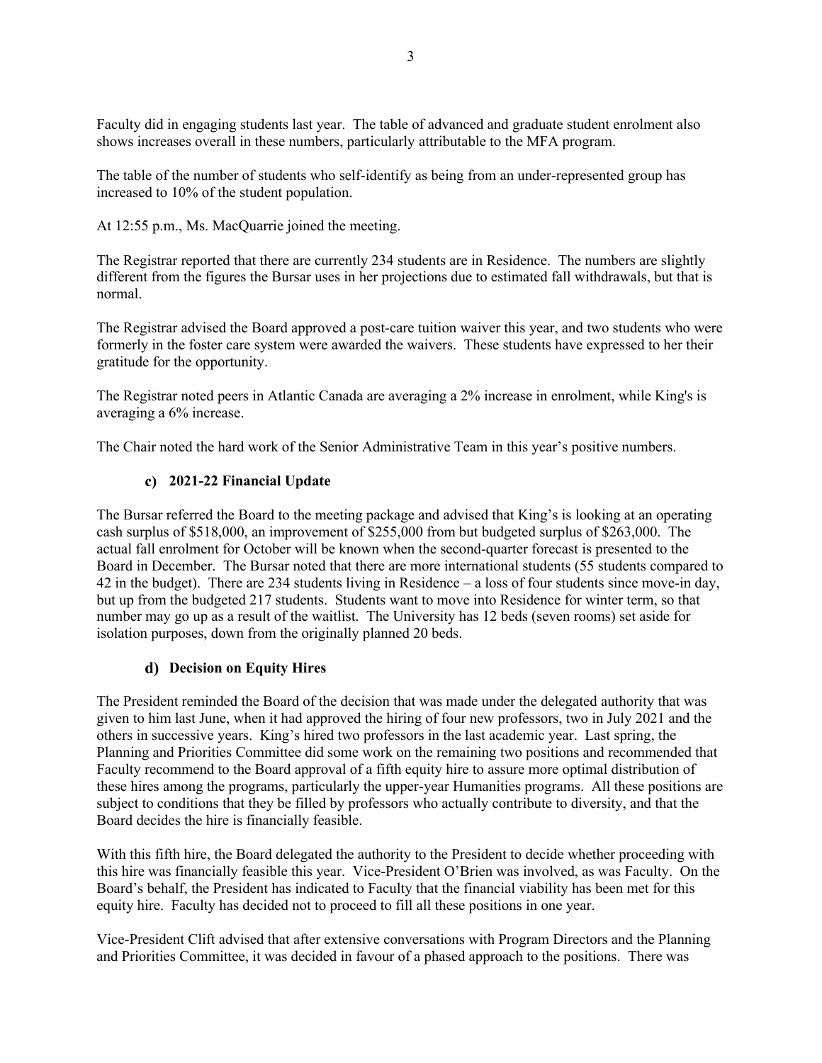Faculty did in engaging students last year. The table of advanced and graduate student enrolment also shows increases overall in these numbers, particularly attributable to the MFA program.

The table of the number of students who self-identify as being from an under-represented group has increased to 10% of the student population.

At 12:55 p.m., Ms. MacQuarrie joined the meeting.

The Registrar reported that there are currently 234 students are in Residence. The numbers are slightly different from the figures the Bursar uses in her projections due to estimated fall withdrawals, but that is normal.

The Registrar advised the Board approved a post-care tuition waiver this year, and two students who were formerly in the foster care system were awarded the waivers. These students have expressed to her their gratitude for the opportunity.

The Registrar noted peers in Atlantic Canada are averaging a 2% increase in enrolment, while King's is averaging a 6% increase.

The Chair noted the hard work of the Senior Administrative Team in this year's positive numbers.

### c) 2021-22 Financial Update

The Bursar referred the Board to the meeting package and advised that King's is looking at an operating cash surplus of $518,000, an improvement of $255,000 from but budgeted surplus of $263,000. The actual fall enrolment for October will be known when the second-quarter forecast is presented to the Board in December. The Bursar noted that there are more international students (55 students compared to 42 in the budget). There are 234 students living in Residence – a loss of four students since move-in day, but up from the budgeted 217 students. Students want to move into Residence for winter term, so that number may go up as a result of the waitlist. The University has 12 beds (seven rooms) set aside for isolation purposes, down from the originally planned 20 beds.

### d) Decision on Equity Hires

The President reminded the Board of the decision that was made under the delegated authority that was given to him last June, when it had approved the hiring of four new professors, two in July 2021 and the others in successive years. King's hired two professors in the last academic year. Last spring, the Planning and Priorities Committee did some work on the remaining two positions and recommended that Faculty recommend to the Board approval of a fifth equity hire to assure more optimal distribution of these hires among the programs, particularly the upper-year Humanities programs. All these positions are subject to conditions that they be filled by professors who actually contribute to diversity, and that the Board decides the hire is financially feasible.

With this fifth hire, the Board delegated the authority to the President to decide whether proceeding with this hire was financially feasible this year. Vice-President O'Brien was involved, as was Faculty. On the Board's behalf, the President has indicated to Faculty that the financial viability has been met for this equity hire. Faculty has decided not to proceed to fill all these positions in one year.

Vice-President Clift advised that after extensive conversations with Program Directors and the Planning and Priorities Committee, it was decided in favour of a phased approach to the positions. There was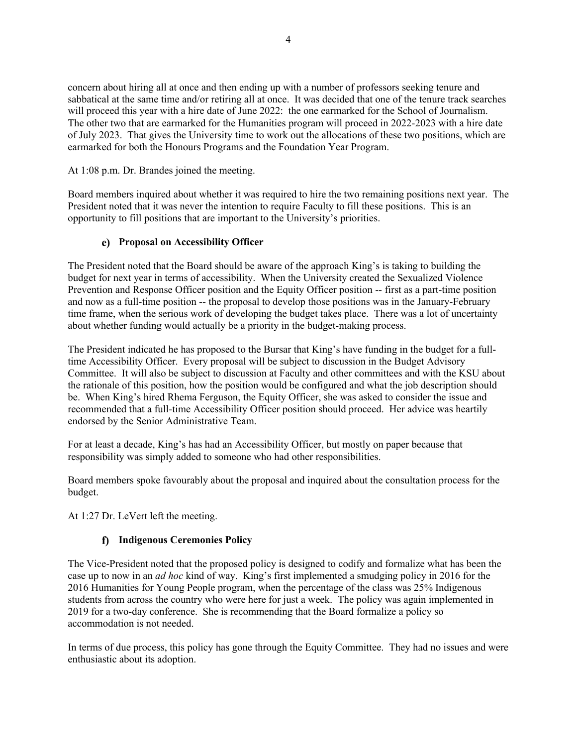concern about hiring all at once and then ending up with a number of professors seeking tenure and sabbatical at the same time and/or retiring all at once. It was decided that one of the tenure track searches will proceed this year with a hire date of June 2022: the one earmarked for the School of Journalism. The other two that are earmarked for the Humanities program will proceed in 2022-2023 with a hire date of July 2023. That gives the University time to work out the allocations of these two positions, which are earmarked for both the Honours Programs and the Foundation Year Program.

At 1:08 p.m. Dr. Brandes joined the meeting.

Board members inquired about whether it was required to hire the two remaining positions next year. The President noted that it was never the intention to require Faculty to fill these positions. This is an opportunity to fill positions that are important to the University's priorities.

### e) Proposal on Accessibility Officer

The President noted that the Board should be aware of the approach King's is taking to building the budget for next year in terms of accessibility. When the University created the Sexualized Violence Prevention and Response Officer position and the Equity Officer position -- first as a part-time position and now as a full-time position -- the proposal to develop those positions was in the January-February time frame, when the serious work of developing the budget takes place. There was a lot of uncertainty about whether funding would actually be a priority in the budget-making process.

The President indicated he has proposed to the Bursar that King's have funding in the budget for a full-time Accessibility Officer. Every proposal will be subject to discussion in the Budget Advisory Committee. It will also be subject to discussion at Faculty and other committees and with the KSU about the rationale of this position, how the position would be configured and what the job description should be. When King's hired Rhema Ferguson, the Equity Officer, she was asked to consider the issue and recommended that a full-time Accessibility Officer position should proceed. Her advice was heartily endorsed by the Senior Administrative Team.

For at least a decade, King's has had an Accessibility Officer, but mostly on paper because that responsibility was simply added to someone who had other responsibilities.

Board members spoke favourably about the proposal and inquired about the consultation process for the budget.

At 1:27 Dr. LeVert left the meeting.

### f) Indigenous Ceremonies Policy

The Vice-President noted that the proposed policy is designed to codify and formalize what has been the case up to now in an *ad hoc* kind of way. King's first implemented a smudging policy in 2016 for the 2016 Humanities for Young People program, when the percentage of the class was 25% Indigenous students from across the country who were here for just a week. The policy was again implemented in 2019 for a two-day conference. She is recommending that the Board formalize a policy so accommodation is not needed.

In terms of due process, this policy has gone through the Equity Committee. They had no issues and were enthusiastic about its adoption.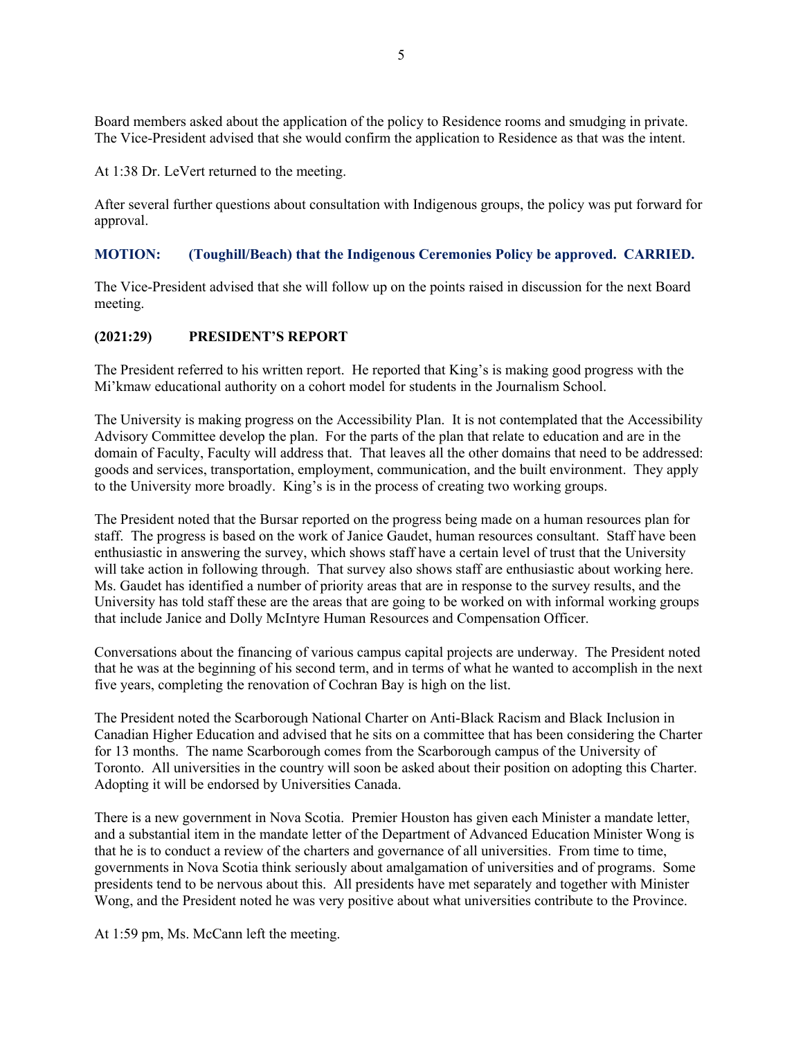Board members asked about the application of the policy to Residence rooms and smudging in private. The Vice-President advised that she would confirm the application to Residence as that was the intent.

At 1:38 Dr. LeVert returned to the meeting.

After several further questions about consultation with Indigenous groups, the policy was put forward for approval.

**MOTION: (Toughill/Beach) that the Indigenous Ceremonies Policy be approved. CARRIED.**

The Vice-President advised that she will follow up on the points raised in discussion for the next Board meeting.

### (2021:29) PRESIDENT'S REPORT

The President referred to his written report. He reported that King's is making good progress with the Mi'kmaw educational authority on a cohort model for students in the Journalism School.

The University is making progress on the Accessibility Plan. It is not contemplated that the Accessibility Advisory Committee develop the plan. For the parts of the plan that relate to education and are in the domain of Faculty, Faculty will address that. That leaves all the other domains that need to be addressed: goods and services, transportation, employment, communication, and the built environment. They apply to the University more broadly. King's is in the process of creating two working groups.

The President noted that the Bursar reported on the progress being made on a human resources plan for staff. The progress is based on the work of Janice Gaudet, human resources consultant. Staff have been enthusiastic in answering the survey, which shows staff have a certain level of trust that the University will take action in following through. That survey also shows staff are enthusiastic about working here. Ms. Gaudet has identified a number of priority areas that are in response to the survey results, and the University has told staff these are the areas that are going to be worked on with informal working groups that include Janice and Dolly McIntyre Human Resources and Compensation Officer.

Conversations about the financing of various campus capital projects are underway. The President noted that he was at the beginning of his second term, and in terms of what he wanted to accomplish in the next five years, completing the renovation of Cochran Bay is high on the list.

The President noted the Scarborough National Charter on Anti-Black Racism and Black Inclusion in Canadian Higher Education and advised that he sits on a committee that has been considering the Charter for 13 months. The name Scarborough comes from the Scarborough campus of the University of Toronto. All universities in the country will soon be asked about their position on adopting this Charter. Adopting it will be endorsed by Universities Canada.

There is a new government in Nova Scotia. Premier Houston has given each Minister a mandate letter, and a substantial item in the mandate letter of the Department of Advanced Education Minister Wong is that he is to conduct a review of the charters and governance of all universities. From time to time, governments in Nova Scotia think seriously about amalgamation of universities and of programs. Some presidents tend to be nervous about this. All presidents have met separately and together with Minister Wong, and the President noted he was very positive about what universities contribute to the Province.

At 1:59 pm, Ms. McCann left the meeting.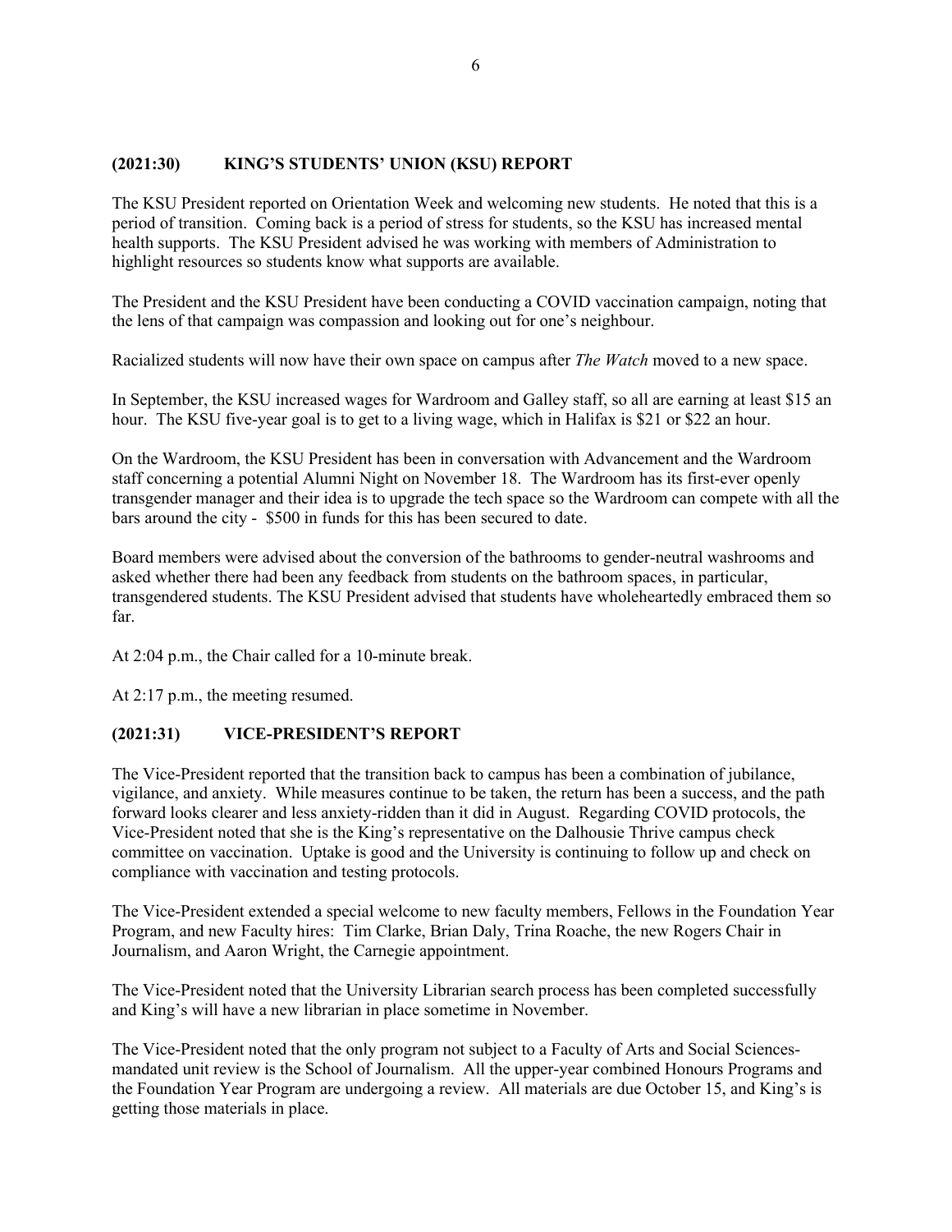### (2021:30) KING'S STUDENTS' UNION (KSU) REPORT

The KSU President reported on Orientation Week and welcoming new students. He noted that this is a period of transition. Coming back is a period of stress for students, so the KSU has increased mental health supports. The KSU President advised he was working with members of Administration to highlight resources so students know what supports are available.

The President and the KSU President have been conducting a COVID vaccination campaign, noting that the lens of that campaign was compassion and looking out for one's neighbour.

Racialized students will now have their own space on campus after *The Watch* moved to a new space.

In September, the KSU increased wages for Wardroom and Galley staff, so all are earning at least $15 an hour. The KSU five-year goal is to get to a living wage, which in Halifax is $21 or $22 an hour.

On the Wardroom, the KSU President has been in conversation with Advancement and the Wardroom staff concerning a potential Alumni Night on November 18. The Wardroom has its first-ever openly transgender manager and their idea is to upgrade the tech space so the Wardroom can compete with all the bars around the city - $500 in funds for this has been secured to date.

Board members were advised about the conversion of the bathrooms to gender-neutral washrooms and asked whether there had been any feedback from students on the bathroom spaces, in particular, transgendered students. The KSU President advised that students have wholeheartedly embraced them so far.

At 2:04 p.m., the Chair called for a 10-minute break.

At 2:17 p.m., the meeting resumed.

### (2021:31) VICE-PRESIDENT'S REPORT

The Vice-President reported that the transition back to campus has been a combination of jubilance, vigilance, and anxiety. While measures continue to be taken, the return has been a success, and the path forward looks clearer and less anxiety-ridden than it did in August. Regarding COVID protocols, the Vice-President noted that she is the King's representative on the Dalhousie Thrive campus check committee on vaccination. Uptake is good and the University is continuing to follow up and check on compliance with vaccination and testing protocols.

The Vice-President extended a special welcome to new faculty members, Fellows in the Foundation Year Program, and new Faculty hires: Tim Clarke, Brian Daly, Trina Roache, the new Rogers Chair in Journalism, and Aaron Wright, the Carnegie appointment.

The Vice-President noted that the University Librarian search process has been completed successfully and King's will have a new librarian in place sometime in November.

The Vice-President noted that the only program not subject to a Faculty of Arts and Social Sciences-mandated unit review is the School of Journalism. All the upper-year combined Honours Programs and the Foundation Year Program are undergoing a review. All materials are due October 15, and King's is getting those materials in place.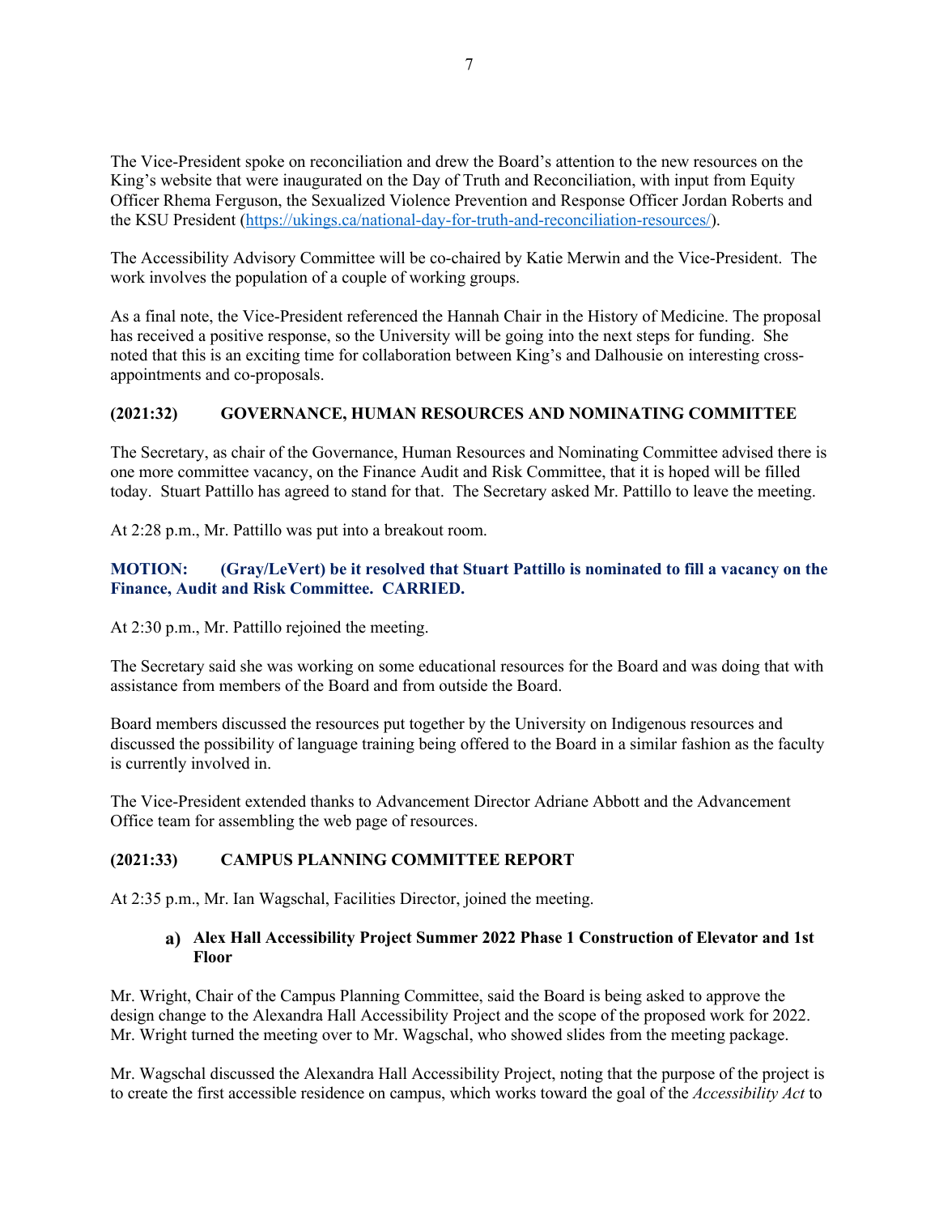The Vice-President spoke on reconciliation and drew the Board's attention to the new resources on the King's website that were inaugurated on the Day of Truth and Reconciliation, with input from Equity Officer Rhema Ferguson, the Sexualized Violence Prevention and Response Officer Jordan Roberts and the KSU President (https://ukings.ca/national-day-for-truth-and-reconciliation-resources/).

The Accessibility Advisory Committee will be co-chaired by Katie Merwin and the Vice-President. The work involves the population of a couple of working groups.

As a final note, the Vice-President referenced the Hannah Chair in the History of Medicine. The proposal has received a positive response, so the University will be going into the next steps for funding. She noted that this is an exciting time for collaboration between King's and Dalhousie on interesting cross-appointments and co-proposals.

### (2021:32) GOVERNANCE, HUMAN RESOURCES AND NOMINATING COMMITTEE

The Secretary, as chair of the Governance, Human Resources and Nominating Committee advised there is one more committee vacancy, on the Finance Audit and Risk Committee, that it is hoped will be filled today. Stuart Pattillo has agreed to stand for that. The Secretary asked Mr. Pattillo to leave the meeting.

At 2:28 p.m., Mr. Pattillo was put into a breakout room.

**MOTION: (Gray/LeVert) be it resolved that Stuart Pattillo is nominated to fill a vacancy on the Finance, Audit and Risk Committee. CARRIED.**

At 2:30 p.m., Mr. Pattillo rejoined the meeting.

The Secretary said she was working on some educational resources for the Board and was doing that with assistance from members of the Board and from outside the Board.

Board members discussed the resources put together by the University on Indigenous resources and discussed the possibility of language training being offered to the Board in a similar fashion as the faculty is currently involved in.

The Vice-President extended thanks to Advancement Director Adriane Abbott and the Advancement Office team for assembling the web page of resources.

### (2021:33) CAMPUS PLANNING COMMITTEE REPORT

At 2:35 p.m., Mr. Ian Wagschal, Facilities Director, joined the meeting.

#### a) Alex Hall Accessibility Project Summer 2022 Phase 1 Construction of Elevator and 1st Floor

Mr. Wright, Chair of the Campus Planning Committee, said the Board is being asked to approve the design change to the Alexandra Hall Accessibility Project and the scope of the proposed work for 2022. Mr. Wright turned the meeting over to Mr. Wagschal, who showed slides from the meeting package.

Mr. Wagschal discussed the Alexandra Hall Accessibility Project, noting that the purpose of the project is to create the first accessible residence on campus, which works toward the goal of the *Accessibility Act* to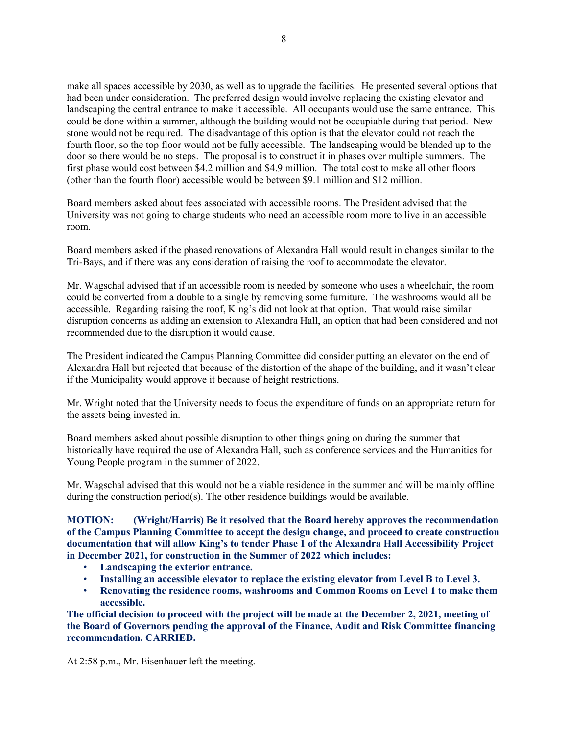make all spaces accessible by 2030, as well as to upgrade the facilities. He presented several options that had been under consideration. The preferred design would involve replacing the existing elevator and landscaping the central entrance to make it accessible. All occupants would use the same entrance. This could be done within a summer, although the building would not be occupiable during that period. New stone would not be required. The disadvantage of this option is that the elevator could not reach the fourth floor, so the top floor would not be fully accessible. The landscaping would be blended up to the door so there would be no steps. The proposal is to construct it in phases over multiple summers. The first phase would cost between $4.2 million and $4.9 million. The total cost to make all other floors (other than the fourth floor) accessible would be between $9.1 million and $12 million.

Board members asked about fees associated with accessible rooms. The President advised that the University was not going to charge students who need an accessible room more to live in an accessible room.

Board members asked if the phased renovations of Alexandra Hall would result in changes similar to the Tri-Bays, and if there was any consideration of raising the roof to accommodate the elevator.

Mr. Wagschal advised that if an accessible room is needed by someone who uses a wheelchair, the room could be converted from a double to a single by removing some furniture. The washrooms would all be accessible. Regarding raising the roof, King's did not look at that option. That would raise similar disruption concerns as adding an extension to Alexandra Hall, an option that had been considered and not recommended due to the disruption it would cause.

The President indicated the Campus Planning Committee did consider putting an elevator on the end of Alexandra Hall but rejected that because of the distortion of the shape of the building, and it wasn't clear if the Municipality would approve it because of height restrictions.

Mr. Wright noted that the University needs to focus the expenditure of funds on an appropriate return for the assets being invested in.

Board members asked about possible disruption to other things going on during the summer that historically have required the use of Alexandra Hall, such as conference services and the Humanities for Young People program in the summer of 2022.

Mr. Wagschal advised that this would not be a viable residence in the summer and will be mainly offline during the construction period(s). The other residence buildings would be available.

**MOTION: (Wright/Harris) Be it resolved that the Board hereby approves the recommendation of the Campus Planning Committee to accept the design change, and proceed to create construction documentation that will allow King's to tender Phase 1 of the Alexandra Hall Accessibility Project in December 2021, for construction in the Summer of 2022 which includes:**

- **Landscaping the exterior entrance.**
- **Installing an accessible elevator to replace the existing elevator from Level B to Level 3.**
- **Renovating the residence rooms, washrooms and Common Rooms on Level 1 to make them accessible.**

**The official decision to proceed with the project will be made at the December 2, 2021, meeting of the Board of Governors pending the approval of the Finance, Audit and Risk Committee financing recommendation. CARRIED.**

At 2:58 p.m., Mr. Eisenhauer left the meeting.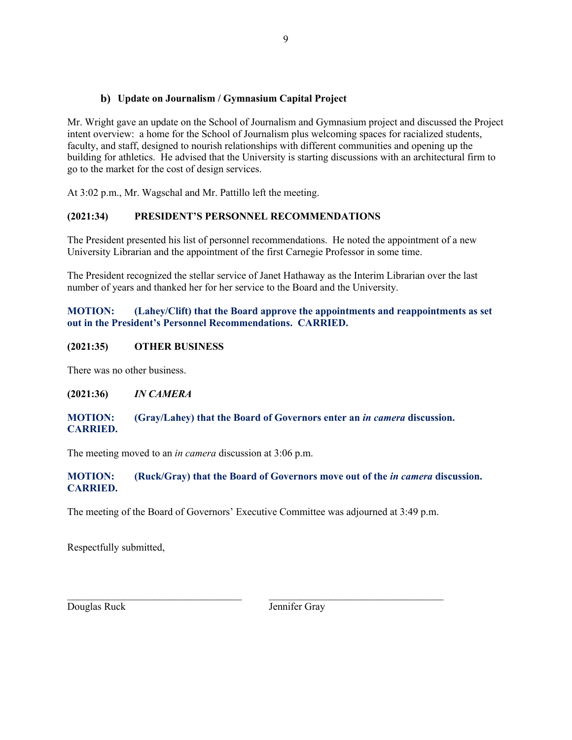### b) Update on Journalism / Gymnasium Capital Project

Mr. Wright gave an update on the School of Journalism and Gymnasium project and discussed the Project intent overview: a home for the School of Journalism plus welcoming spaces for racialized students, faculty, and staff, designed to nourish relationships with different communities and opening up the building for athletics. He advised that the University is starting discussions with an architectural firm to go to the market for the cost of design services.

At 3:02 p.m., Mr. Wagschal and Mr. Pattillo left the meeting.

### (2021:34) PRESIDENT'S PERSONNEL RECOMMENDATIONS

The President presented his list of personnel recommendations. He noted the appointment of a new University Librarian and the appointment of the first Carnegie Professor in some time.

The President recognized the stellar service of Janet Hathaway as the Interim Librarian over the last number of years and thanked her for her service to the Board and the University.

**MOTION: (Lahey/Clift) that the Board approve the appointments and reappointments as set out in the President's Personnel Recommendations. CARRIED.**

### (2021:35) OTHER BUSINESS

There was no other business.

### (2021:36) *IN CAMERA*

**MOTION: (Gray/Lahey) that the Board of Governors enter an *in camera* discussion. CARRIED.**

The meeting moved to an *in camera* discussion at 3:06 p.m.

**MOTION: (Ruck/Gray) that the Board of Governors move out of the *in camera* discussion. CARRIED.**

The meeting of the Board of Governors' Executive Committee was adjourned at 3:49 p.m.

Respectfully submitted,

\_\_\_\_\_\_\_\_\_\_\_\_\_\_\_\_\_\_\_\_\_\_\_\_\_\_\_\_\_\_\_\_\_\_\_ \_\_\_\_\_\_\_\_\_\_\_\_\_\_\_\_\_\_\_\_\_\_\_\_\_\_\_\_\_\_\_\_\_\_\_

Douglas Ruck Jennifer Gray